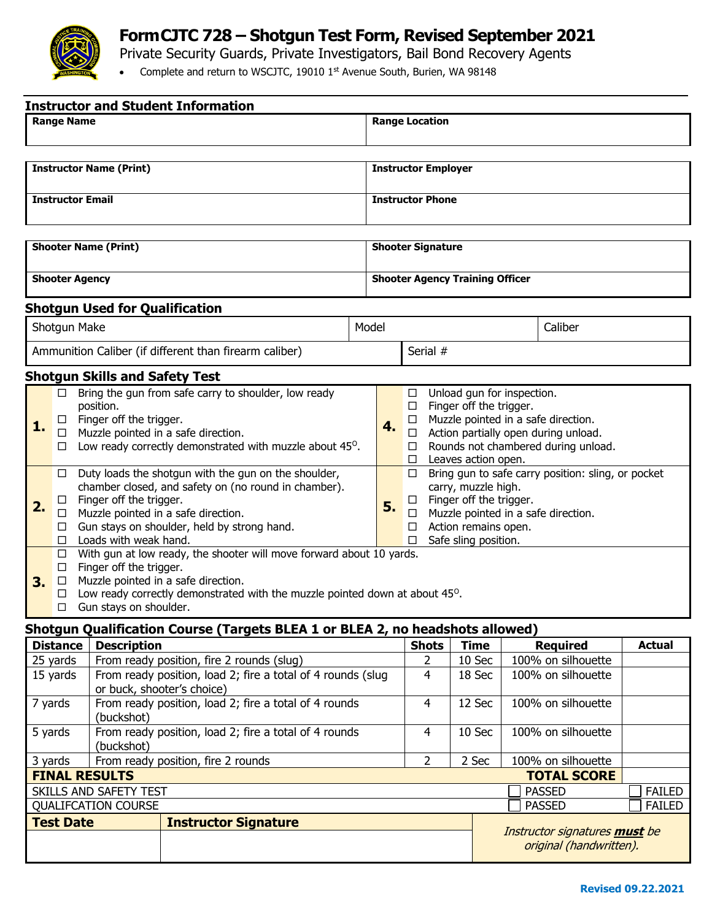# Form CJTC 728 – Shotgun Test Form, Revised September 2021

Private Security Guards, Private Investigators, Bail Bond Recovery Agents

- Complete and return to WSCJTC, 19010 1st Avenue South, Burien, WA 98148

## Instructor and Student Information

| Range Name | Range Location |
|---|---|
| | |

| Instructor Name (Print) | Instructor Employer |
|---|---|
| **Instructor Email** | **Instructor Phone** |

| Shooter Name (Print) | Shooter Signature |
|---|---|
| **Shooter Agency** | **Shooter Agency Training Officer** |

## Shotgun Used for Qualification

| Shotgun Make | Model | Caliber |
|---|---|---|
| Ammunition Caliber (if different than firearm caliber) | Serial # | |

## Shotgun Skills and Safety Test

**1.**
- ☐ Bring the gun from safe carry to shoulder, low ready position.
- ☐ Finger off the trigger.
- ☐ Muzzle pointed in a safe direction.
- ☐ Low ready correctly demonstrated with muzzle about 45°.

**2.**
- ☐ Duty loads the shotgun with the gun on the shoulder, chamber closed, and safety on (no round in chamber).
- ☐ Finger off the trigger.
- ☐ Muzzle pointed in a safe direction.
- ☐ Gun stays on shoulder, held by strong hand.
- ☐ Loads with weak hand.

**3.**
- ☐ With gun at low ready, the shooter will move forward about 10 yards.
- ☐ Finger off the trigger.
- ☐ Muzzle pointed in a safe direction.
- ☐ Low ready correctly demonstrated with the muzzle pointed down at about 45°.
- ☐ Gun stays on shoulder.

**4.**
- ☐ Unload gun for inspection.
- ☐ Finger off the trigger.
- ☐ Muzzle pointed in a safe direction.
- ☐ Action partially open during unload.
- ☐ Rounds not chambered during unload.
- ☐ Leaves action open.

**5.**
- ☐ Bring gun to safe carry position: sling, or pocket carry, muzzle high.
- ☐ Finger off the trigger.
- ☐ Muzzle pointed in a safe direction.
- ☐ Action remains open.
- ☐ Safe sling position.

## Shotgun Qualification Course (Targets BLEA 1 or BLEA 2, no headshots allowed)

| Distance | Description | Shots | Time | Required | Actual |
|---|---|---|---|---|---|
| 25 yards | From ready position, fire 2 rounds (slug) | 2 | 10 Sec | 100% on silhouette | |
| 15 yards | From ready position, load 2; fire a total of 4 rounds (slug or buck, shooter's choice) | 4 | 18 Sec | 100% on silhouette | |
| 7 yards | From ready position, load 2; fire a total of 4 rounds (buckshot) | 4 | 12 Sec | 100% on silhouette | |
| 5 yards | From ready position, load 2; fire a total of 4 rounds (buckshot) | 4 | 10 Sec | 100% on silhouette | |
| 3 yards | From ready position, fire 2 rounds | 2 | 2 Sec | 100% on silhouette | |
| **FINAL RESULTS** | | | | **TOTAL SCORE** | |
| SKILLS AND SAFETY TEST | | | | ☐ PASSED | ☐ FAILED |
| QUALIFCATION COURSE | | | | ☐ PASSED | ☐ FAILED |

| Test Date | Instructor Signature | *Instructor signatures **must** be original (handwritten).* |
|---|---|---|
| | | |

Revised 09.22.2021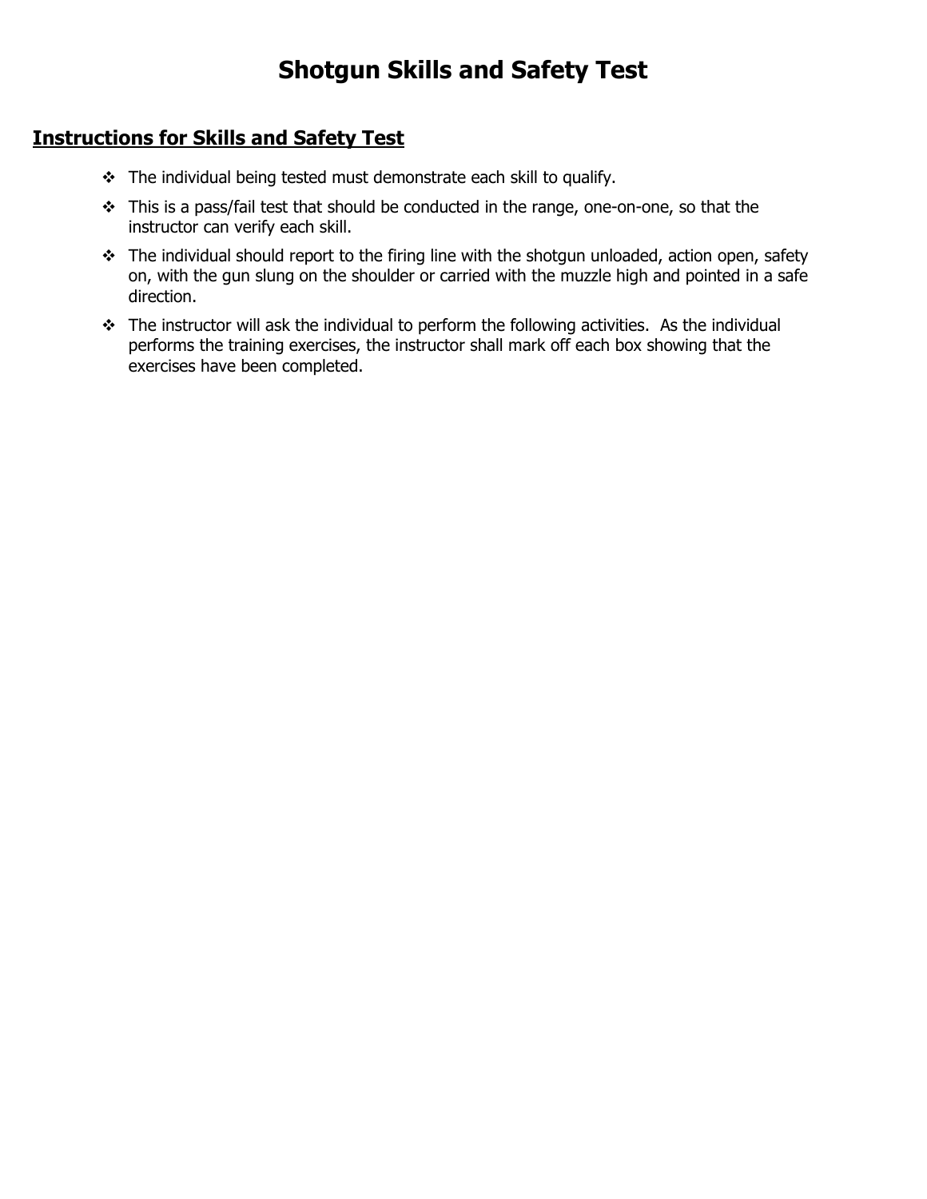# Shotgun Skills and Safety Test

## Instructions for Skills and Safety Test

- The individual being tested must demonstrate each skill to qualify.
- This is a pass/fail test that should be conducted in the range, one-on-one, so that the instructor can verify each skill.
- The individual should report to the firing line with the shotgun unloaded, action open, safety on, with the gun slung on the shoulder or carried with the muzzle high and pointed in a safe direction.
- The instructor will ask the individual to perform the following activities. As the individual performs the training exercises, the instructor shall mark off each box showing that the exercises have been completed.